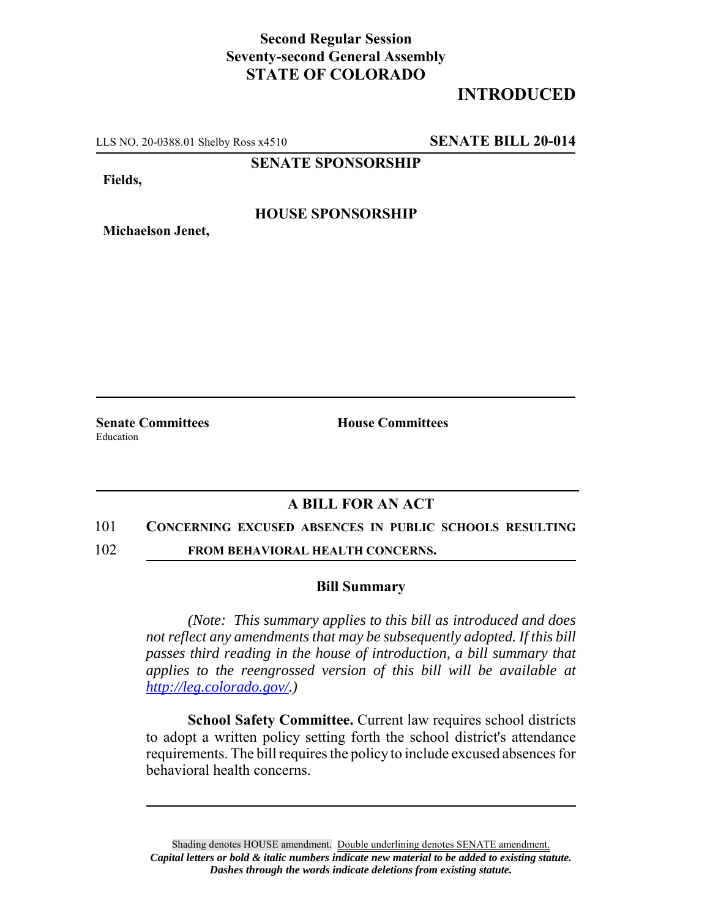**Second Regular Session**
**Seventy-second General Assembly**
**STATE OF COLORADO**

# INTRODUCED

LLS NO. 20-0388.01 Shelby Ross x4510 **SENATE BILL 20-014**

**SENATE SPONSORSHIP**

**Fields,**

**HOUSE SPONSORSHIP**

**Michaelson Jenet,**

**Senate Committees**
Education

**House Committees**

## A BILL FOR AN ACT

101 **CONCERNING EXCUSED ABSENCES IN PUBLIC SCHOOLS RESULTING**
102 **FROM BEHAVIORAL HEALTH CONCERNS.**

### Bill Summary

*(Note: This summary applies to this bill as introduced and does not reflect any amendments that may be subsequently adopted. If this bill passes third reading in the house of introduction, a bill summary that applies to the reengrossed version of this bill will be available at http://leg.colorado.gov/.)*

**School Safety Committee.** Current law requires school districts to adopt a written policy setting forth the school district's attendance requirements. The bill requires the policy to include excused absences for behavioral health concerns.

Shading denotes HOUSE amendment. Double underlining denotes SENATE amendment.
***Capital letters or bold & italic numbers indicate new material to be added to existing statute.***
***Dashes through the words indicate deletions from existing statute.***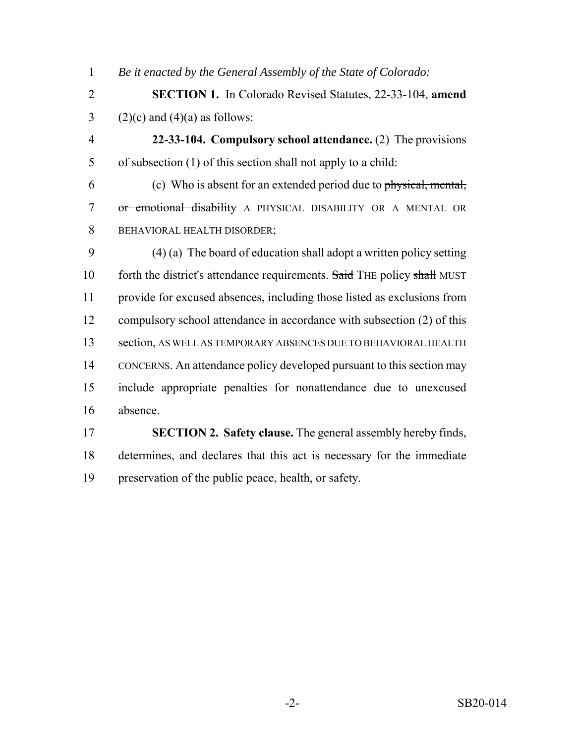*Be it enacted by the General Assembly of the State of Colorado:*

**SECTION 1.** In Colorado Revised Statutes, 22-33-104, **amend** (2)(c) and (4)(a) as follows:

**22-33-104. Compulsory school attendance.** (2) The provisions of subsection (1) of this section shall not apply to a child:

(c) Who is absent for an extended period due to ~~physical, mental, or emotional disability~~ A PHYSICAL DISABILITY OR A MENTAL OR BEHAVIORAL HEALTH DISORDER;

(4) (a) The board of education shall adopt a written policy setting forth the district's attendance requirements. ~~Said~~ THE policy ~~shall~~ MUST provide for excused absences, including those listed as exclusions from compulsory school attendance in accordance with subsection (2) of this section, AS WELL AS TEMPORARY ABSENCES DUE TO BEHAVIORAL HEALTH CONCERNS. An attendance policy developed pursuant to this section may include appropriate penalties for nonattendance due to unexcused absence.

**SECTION 2. Safety clause.** The general assembly hereby finds, determines, and declares that this act is necessary for the immediate preservation of the public peace, health, or safety.